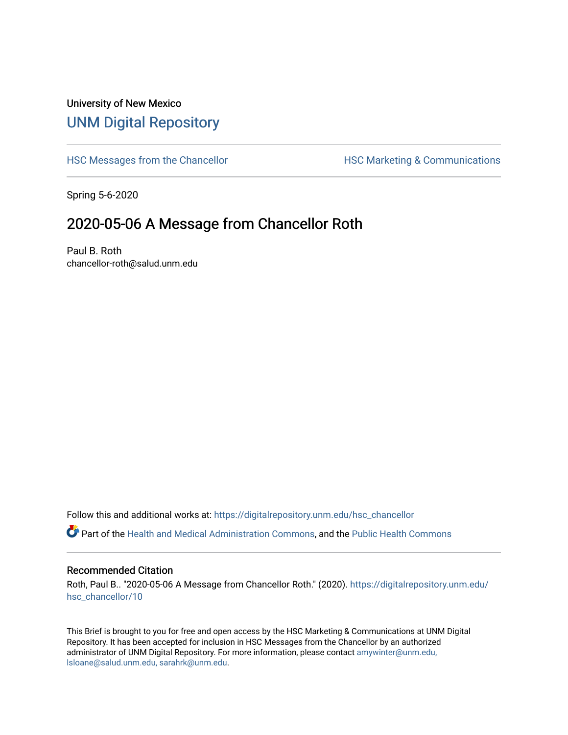University of New Mexico

# UNM Digital Repository

HSC Messages from the Chancellor

HSC Marketing & Communications

Spring 5-6-2020

## 2020-05-06 A Message from Chancellor Roth

Paul B. Roth
chancellor-roth@salud.unm.edu

Follow this and additional works at: https://digitalrepository.unm.edu/hsc_chancellor

Part of the Health and Medical Administration Commons, and the Public Health Commons

### Recommended Citation

Roth, Paul B.. "2020-05-06 A Message from Chancellor Roth." (2020). https://digitalrepository.unm.edu/hsc_chancellor/10

This Brief is brought to you for free and open access by the HSC Marketing & Communications at UNM Digital Repository. It has been accepted for inclusion in HSC Messages from the Chancellor by an authorized administrator of UNM Digital Repository. For more information, please contact amywinter@unm.edu, lsloane@salud.unm.edu, sarahrk@unm.edu.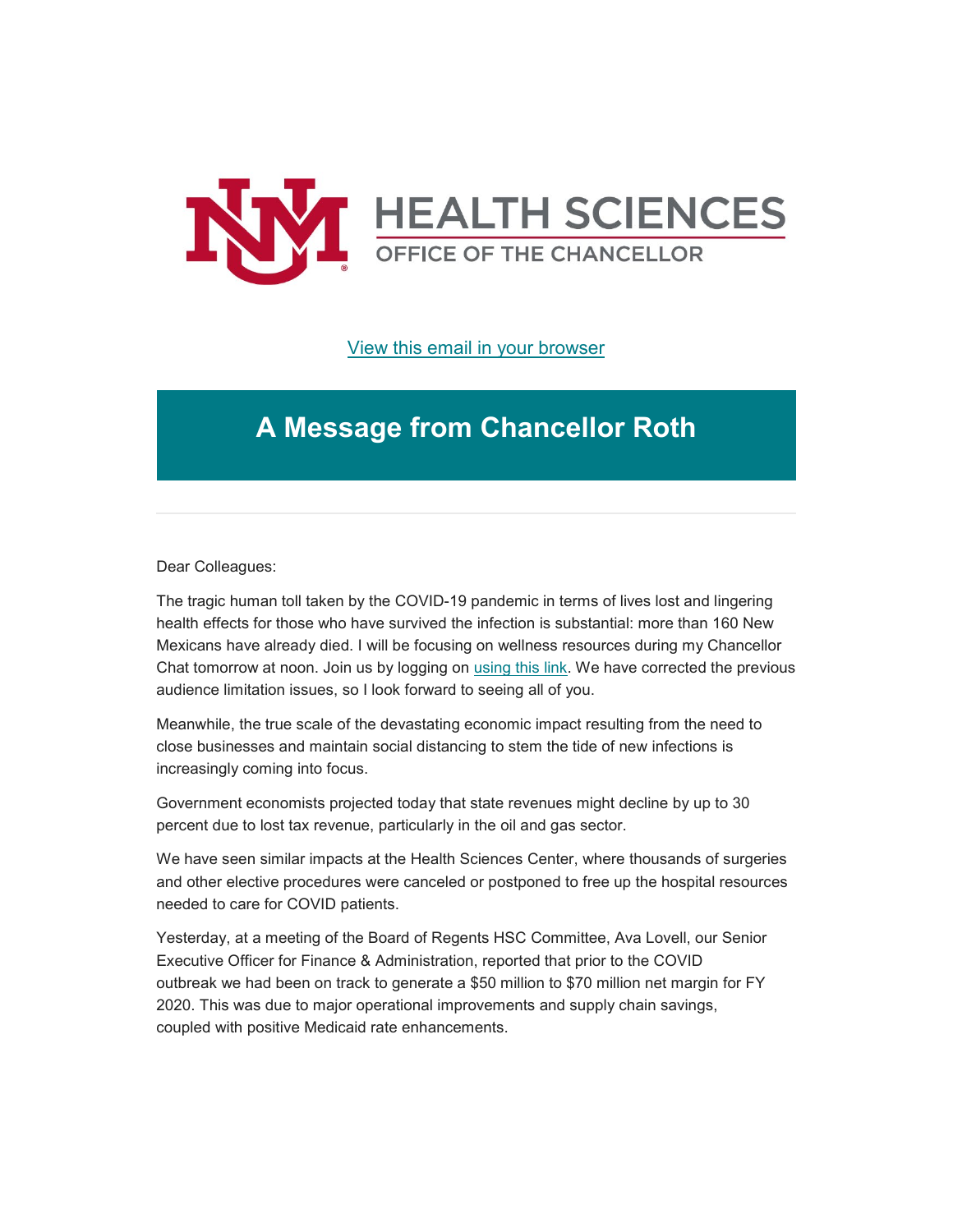View this email in your browser

# A Message from Chancellor Roth

---

Dear Colleagues:

The tragic human toll taken by the COVID-19 pandemic in terms of lives lost and lingering health effects for those who have survived the infection is substantial: more than 160 New Mexicans have already died. I will be focusing on wellness resources during my Chancellor Chat tomorrow at noon. Join us by logging on using this link. We have corrected the previous audience limitation issues, so I look forward to seeing all of you.

Meanwhile, the true scale of the devastating economic impact resulting from the need to close businesses and maintain social distancing to stem the tide of new infections is increasingly coming into focus.

Government economists projected today that state revenues might decline by up to 30 percent due to lost tax revenue, particularly in the oil and gas sector.

We have seen similar impacts at the Health Sciences Center, where thousands of surgeries and other elective procedures were canceled or postponed to free up the hospital resources needed to care for COVID patients.

Yesterday, at a meeting of the Board of Regents HSC Committee, Ava Lovell, our Senior Executive Officer for Finance & Administration, reported that prior to the COVID outbreak we had been on track to generate a $50 million to $70 million net margin for FY 2020. This was due to major operational improvements and supply chain savings, coupled with positive Medicaid rate enhancements.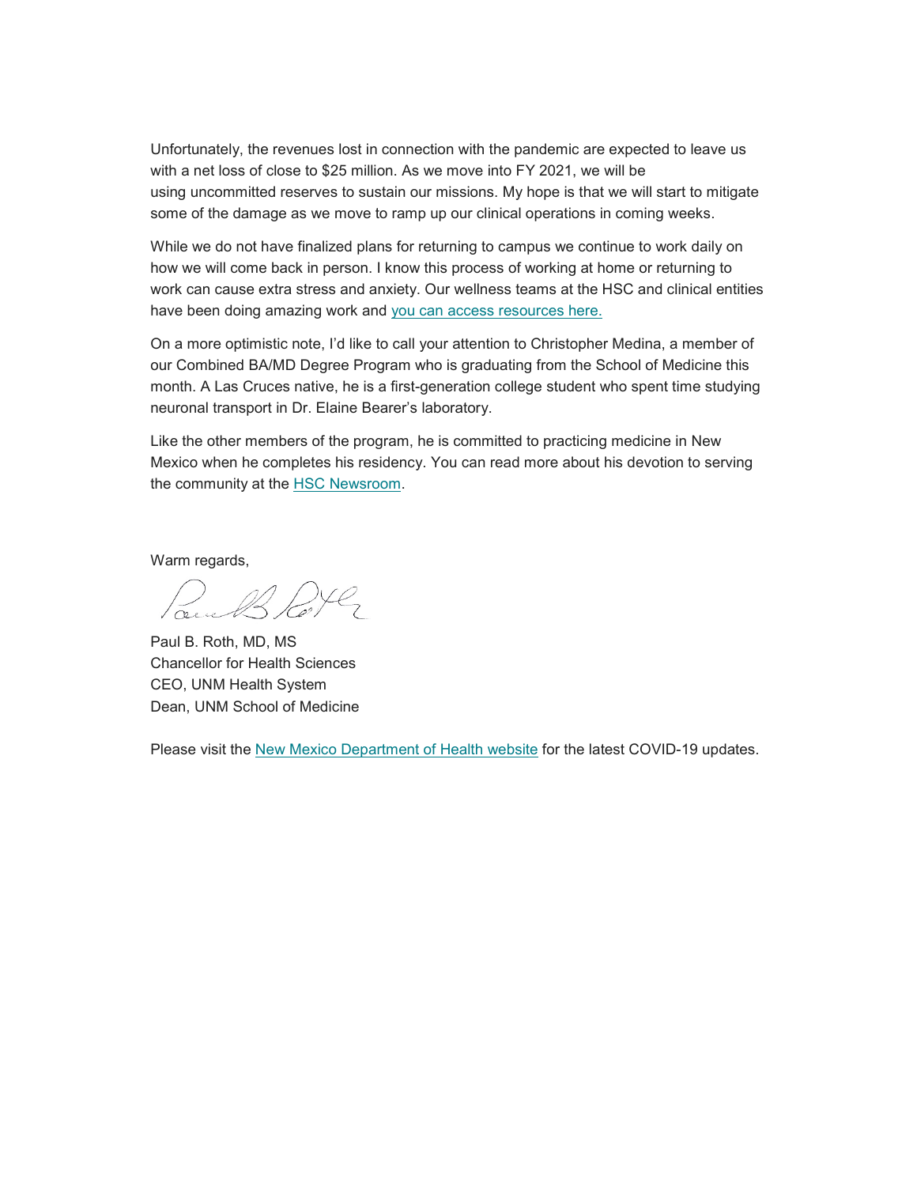Unfortunately, the revenues lost in connection with the pandemic are expected to leave us with a net loss of close to $25 million. As we move into FY 2021, we will be using uncommitted reserves to sustain our missions. My hope is that we will start to mitigate some of the damage as we move to ramp up our clinical operations in coming weeks.

While we do not have finalized plans for returning to campus we continue to work daily on how we will come back in person. I know this process of working at home or returning to work can cause extra stress and anxiety. Our wellness teams at the HSC and clinical entities have been doing amazing work and you can access resources here.

On a more optimistic note, I'd like to call your attention to Christopher Medina, a member of our Combined BA/MD Degree Program who is graduating from the School of Medicine this month. A Las Cruces native, he is a first-generation college student who spent time studying neuronal transport in Dr. Elaine Bearer's laboratory.

Like the other members of the program, he is committed to practicing medicine in New Mexico when he completes his residency. You can read more about his devotion to serving the community at the HSC Newsroom.

Warm regards,

Paul B. Roth, MD, MS
Chancellor for Health Sciences
CEO, UNM Health System
Dean, UNM School of Medicine

Please visit the New Mexico Department of Health website for the latest COVID-19 updates.